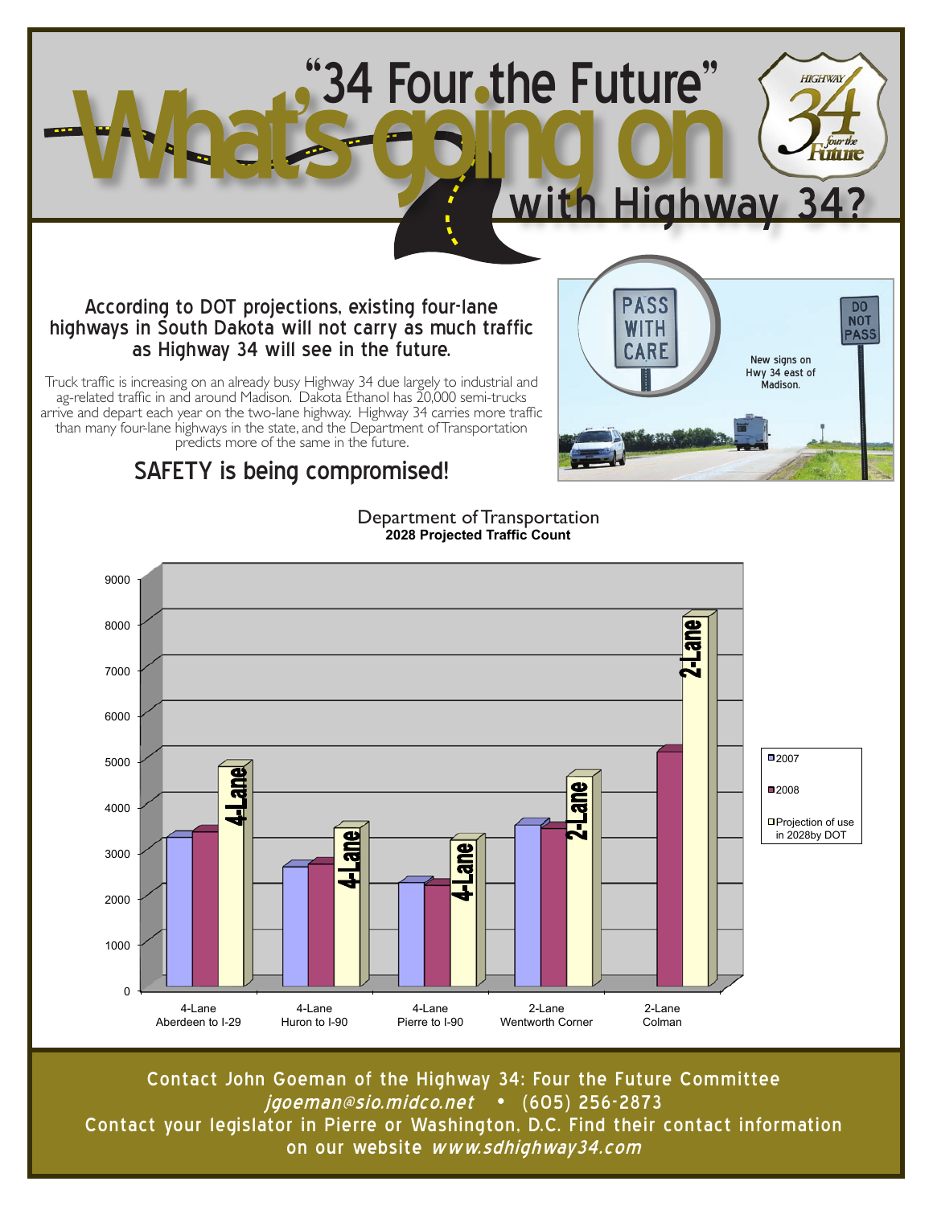# "34 Four the Future"

# What's going on with Highway 34?

HIGHWAY 34 four the Future

### According to DOT projections, existing four-lane highways in South Dakota will not carry as much traffic as Highway 34 will see in the future.

Truck traffic is increasing on an already busy Highway 34 due largely to industrial and ag-related traffic in and around Madison. Dakota Ethanol has 20,000 semi-trucks arrive and depart each year on the two-lane highway. Highway 34 carries more traffic than many four-lane highways in the state, and the Department of Transportation predicts more of the same in the future.

## SAFETY is being compromised!

PASS WITH CARE

DO NOT PASS

New signs on Hwy 34 east of Madison.

Department of Transportation
**2028 Projected Traffic Count**

| Route | 2007 | 2008 | Projection of use in 2028 by DOT |
|---|---|---|---|
| 4-Lane Aberdeen to I-29 | ~3300 | ~3400 | ~4800 (4-Lane) |
| 4-Lane Huron to I-90 | ~2650 | ~2700 | ~3500 (4-Lane) |
| 4-Lane Pierre to I-90 | ~2300 | ~2250 | ~3200 (4-Lane) |
| 2-Lane Wentworth Corner | ~3550 | ~3500 | ~4600 (2-Lane) |
| 2-Lane Colman | | ~5150 | ~8100 (2-Lane) |

Contact John Goeman of the Highway 34: Four the Future Committee
*jgoeman@sio.midco.net* • (605) 256-2873
Contact your legislator in Pierre or Washington, D.C. Find their contact information on our website *www.sdhighway34.com*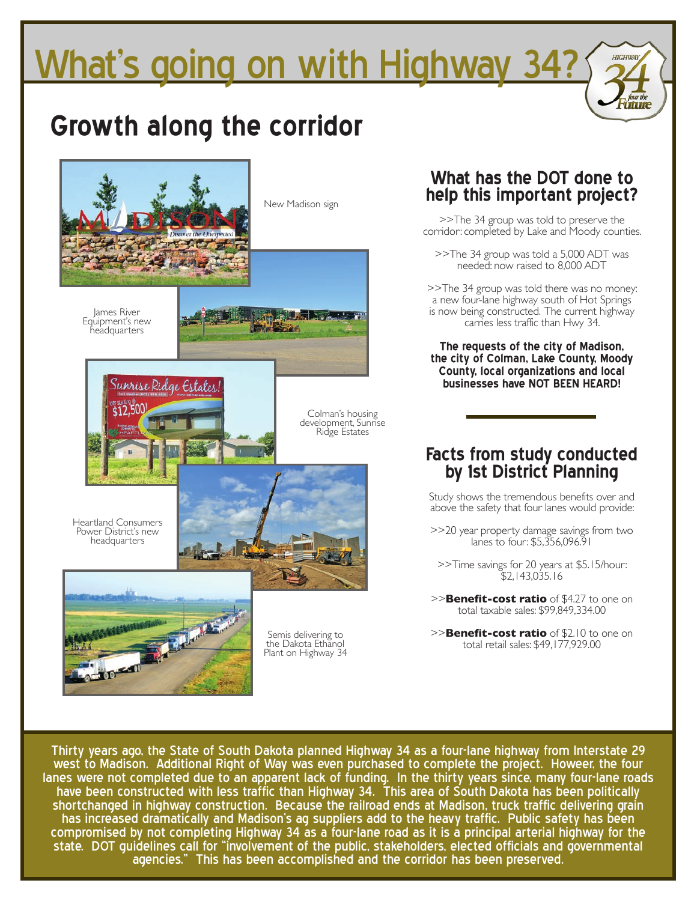# What's going on with Highway 34?

## Growth along the corridor

New Madison sign

James River Equipment's new headquarters

Colman's housing development, Sunrise Ridge Estates

Heartland Consumers Power District's new headquarters

Semis delivering to the Dakota Ethanol Plant on Highway 34

### What has the DOT done to help this important project?

>>The 34 group was told to preserve the corridor: completed by Lake and Moody counties.

>>The 34 group was told a 5,000 ADT was needed: now raised to 8,000 ADT

>>The 34 group was told there was no money: a new four-lane highway south of Hot Springs is now being constructed. The current highway carries less traffic than Hwy 34.

**The requests of the city of Madison, the city of Colman, Lake County, Moody County, local organizations and local businesses have NOT BEEN HEARD!**

### Facts from study conducted by 1st District Planning

Study shows the tremendous benefits over and above the safety that four lanes would provide:

>>20 year property damage savings from two lanes to four: $5,356,096.91

>>Time savings for 20 years at $5.15/hour: $2,143,035.16

>>**Benefit-cost ratio** of $4.27 to one on total taxable sales: $99,849,334.00

>>**Benefit-cost ratio** of $2.10 to one on total retail sales: $49,177,929.00

**Thirty years ago, the State of South Dakota planned Highway 34 as a four-lane highway from Interstate 29 west to Madison. Additional Right of Way was even purchased to complete the project. Howeer, the four lanes were not completed due to an apparent lack of funding. In the thirty years since, many four-lane roads have been constructed with less traffic than Highway 34. This area of South Dakota has been politically shortchanged in highway construction. Because the railroad ends at Madison, truck traffic delivering grain has increased dramatically and Madison's ag suppliers add to the heavy traffic. Public safety has been compromised by not completing Highway 34 as a four-lane road as it is a principal arterial highway for the state. DOT guidelines call for "involvement of the public, stakeholders, elected officials and governmental agencies." This has been accomplished and the corridor has been preserved.**